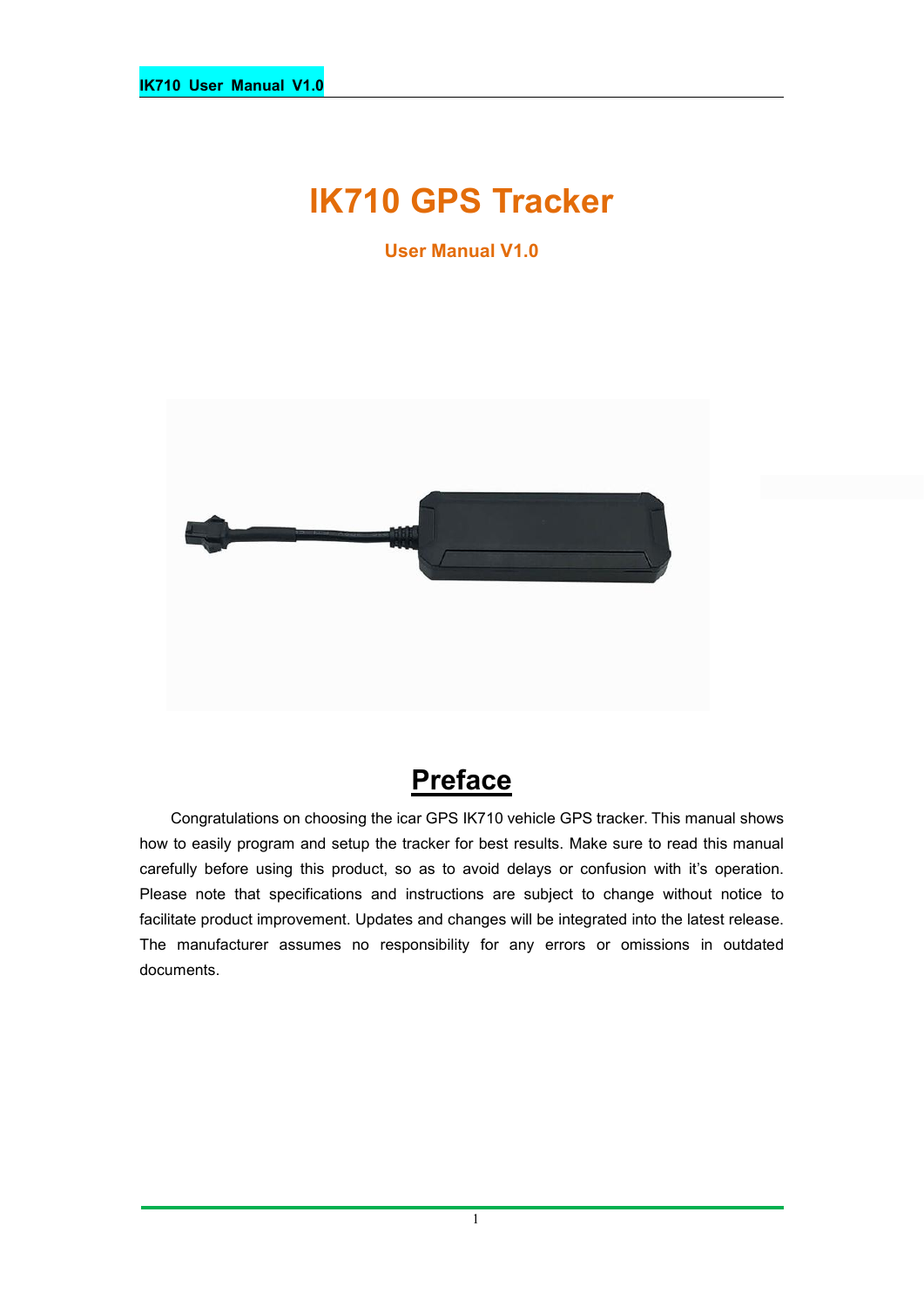# IK710 GPS Tracker

**User Manual V1.0**

## Preface

Congratulations on choosing the icar GPS IK710 vehicle GPS tracker. This manual shows how to easily program and setup the tracker for best results. Make sure to read this manual carefully before using this product, so as to avoid delays or confusion with it's operation. Please note that specifications and instructions are subject to change without notice to facilitate product improvement. Updates and changes will be integrated into the latest release. The manufacturer assumes no responsibility for any errors or omissions in outdated documents.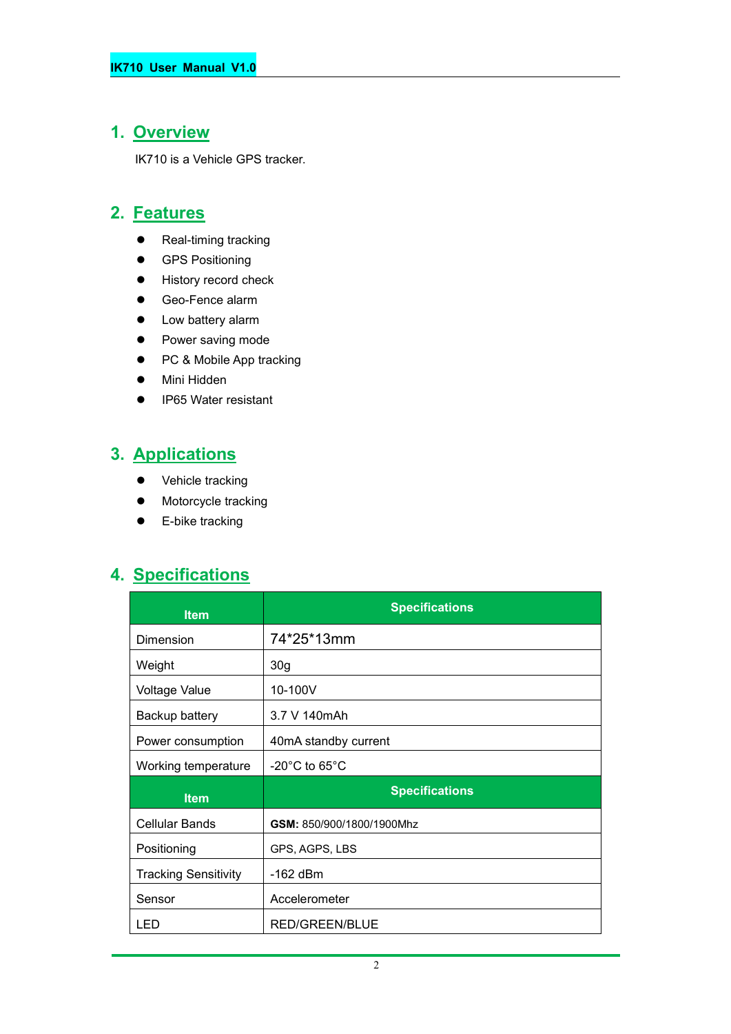## 1. Overview

IK710 is a Vehicle GPS tracker.

## 2. Features

- Real-timing tracking
- GPS Positioning
- History record check
- Geo-Fence alarm
- Low battery alarm
- Power saving mode
- PC & Mobile App tracking
- Mini Hidden
- IP65 Water resistant

## 3. Applications

- Vehicle tracking
- Motorcycle tracking
- E-bike tracking

## 4. Specifications

| Item | Specifications |
|---|---|
| Dimension | 74*25*13mm |
| Weight | 30g |
| Voltage Value | 10-100V |
| Backup battery | 3.7 V 140mAh |
| Power consumption | 40mA standby current |
| Working temperature | -20°C to 65°C |
| **Item** | **Specifications** |
| Cellular Bands | **GSM:** 850/900/1800/1900Mhz |
| Positioning | GPS, AGPS, LBS |
| Tracking Sensitivity | -162 dBm |
| Sensor | Accelerometer |
| LED | RED/GREEN/BLUE |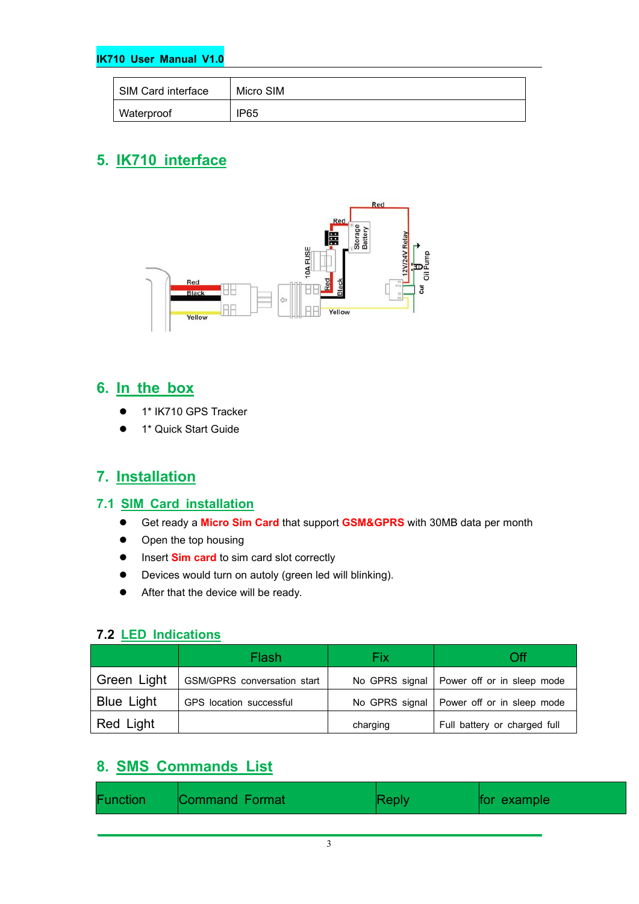| SIM Card interface | Micro SIM |
|---|---|
| Waterproof | IP65 |

## 5. IK710 interface

## 6. In the box

- 1* IK710 GPS Tracker
- 1* Quick Start Guide

## 7. Installation

### 7.1 SIM Card installation

- Get ready a **Micro Sim Card** that support **GSM&GPRS** with 30MB data per month
- Open the top housing
- Insert **Sim card** to sim card slot correctly
- Devices would turn on autoly (green led will blinking).
- After that the device will be ready.

### 7.2 LED Indications

| | Flash | Fix | Off |
|---|---|---|---|
| Green Light | GSM/GPRS conversation start | No GPRS signal | Power off or in sleep mode |
| Blue Light | GPS location successful | No GPRS signal | Power off or in sleep mode |
| Red Light | | charging | Full battery or charged full |

## 8. SMS Commands List

| Function | Command Format | Reply | for example |
|---|---|---|---|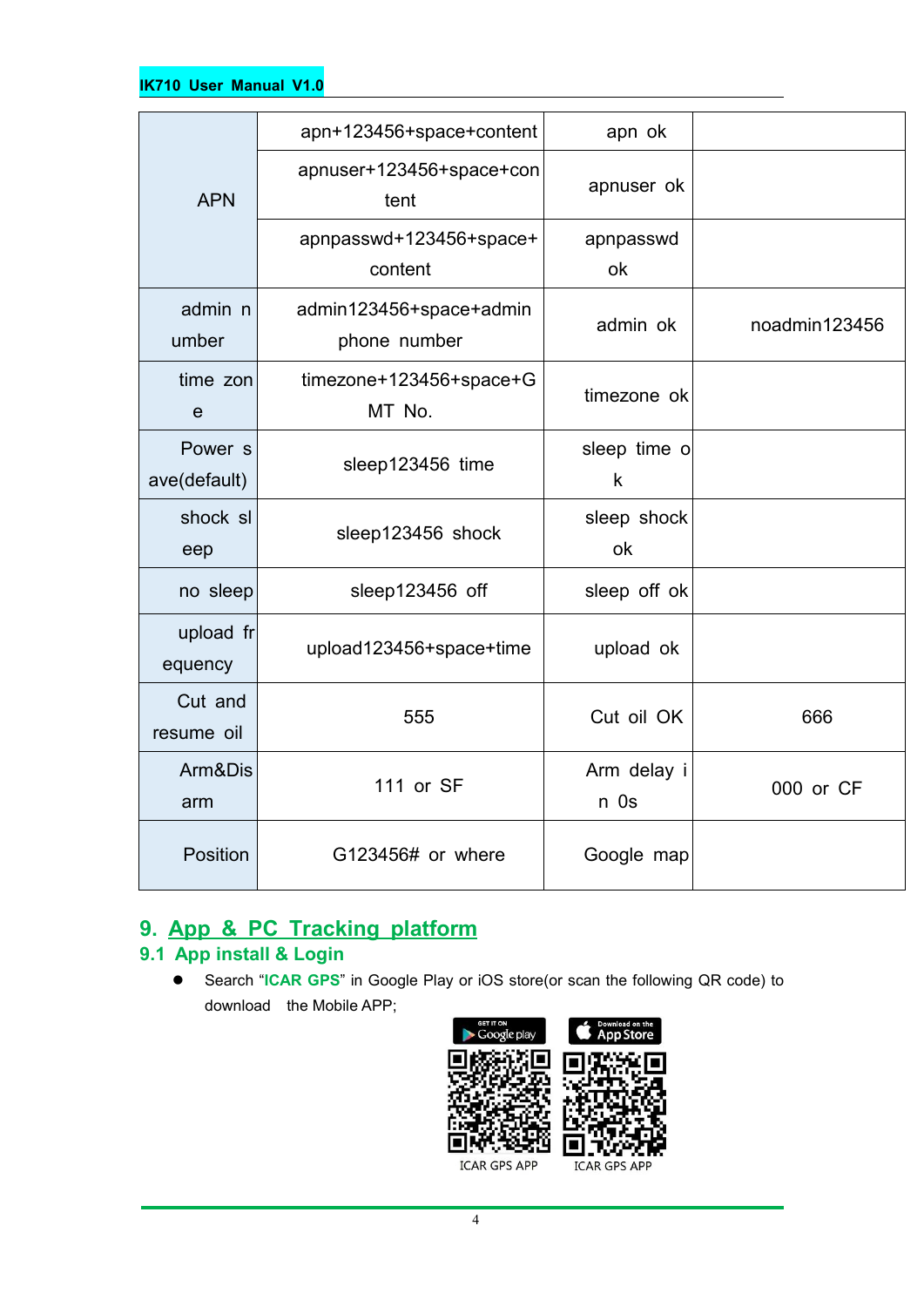| | | | |
|---|---|---|---|
| APN | apn+123456+space+content | apn ok | |
| | apnuser+123456+space+content | apnuser ok | |
| | apnpasswd+123456+space+content | apnpasswd ok | |
| admin number | admin123456+space+admin phone number | admin ok | noadmin123456 |
| time zone | timezone+123456+space+GMT No. | timezone ok | |
| Power save(default) | sleep123456 time | sleep time ok | |
| shock sleep | sleep123456 shock | sleep shock ok | |
| no sleep | sleep123456 off | sleep off ok | |
| upload frequency | upload123456+space+time | upload ok | |
| Cut and resume oil | 555 | Cut oil OK | 666 |
| Arm&Disarm | 111 or SF | Arm delay in 0s | 000 or CF |
| Position | G123456# or where | Google map | |

## 9. App & PC Tracking platform

### 9.1 App install & Login

- Search “**ICAR GPS**” in Google Play or iOS store(or scan the following QR code) to download the Mobile APP;

ICAR GPS APP　　ICAR GPS APP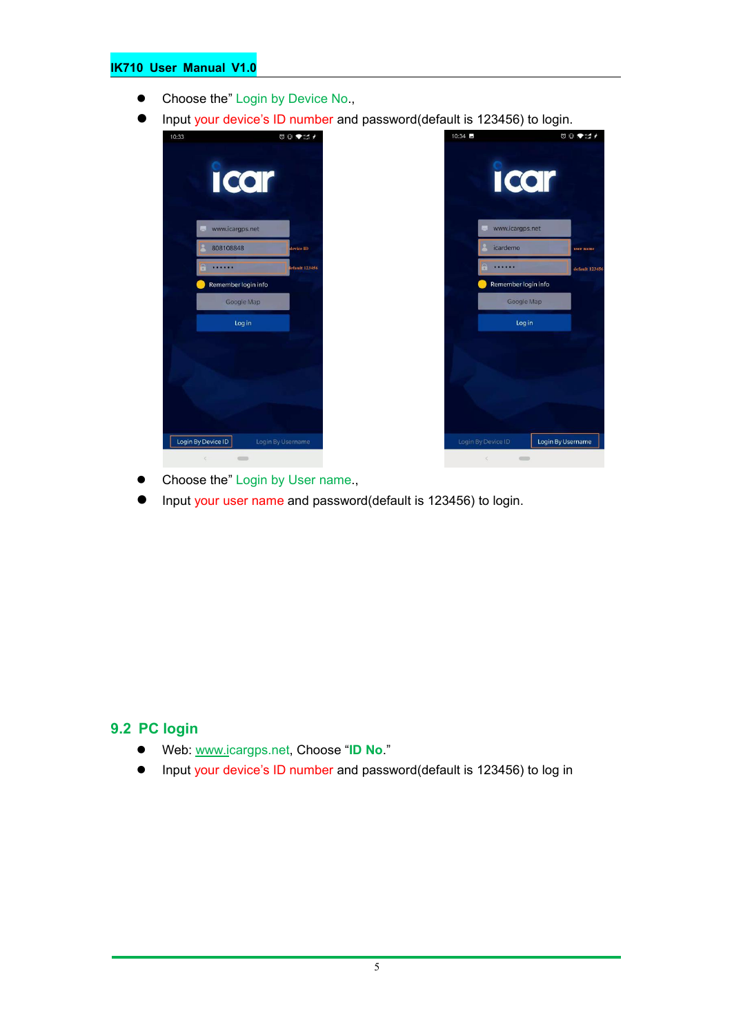- Choose the" Login by Device No.,
- Input your device's ID number and password(default is 123456) to login.

- Choose the" Login by User name.,
- Input your user name and password(default is 123456) to login.

## 9.2 PC login

- Web: www.icargps.net, Choose "**ID No**."
- Input your device's ID number and password(default is 123456) to log in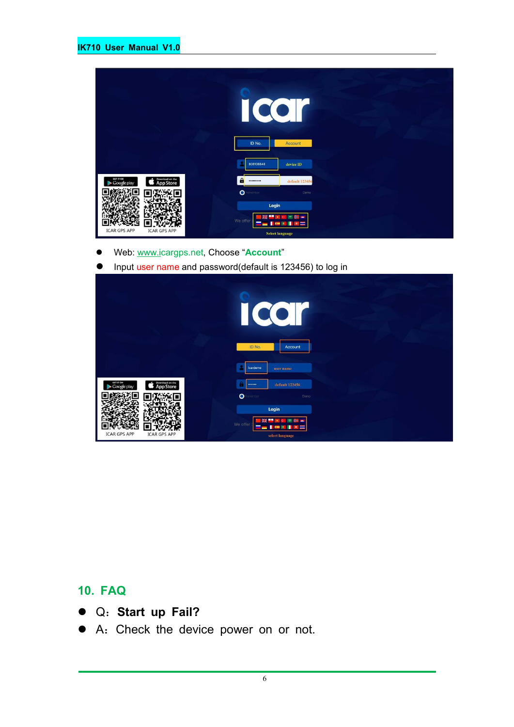- Web: www.icargps.net, Choose "**Account**"
- Input user name and password(default is 123456) to log in

## 10. FAQ

- Q：**Start up Fail?**
- A：Check the device power on or not.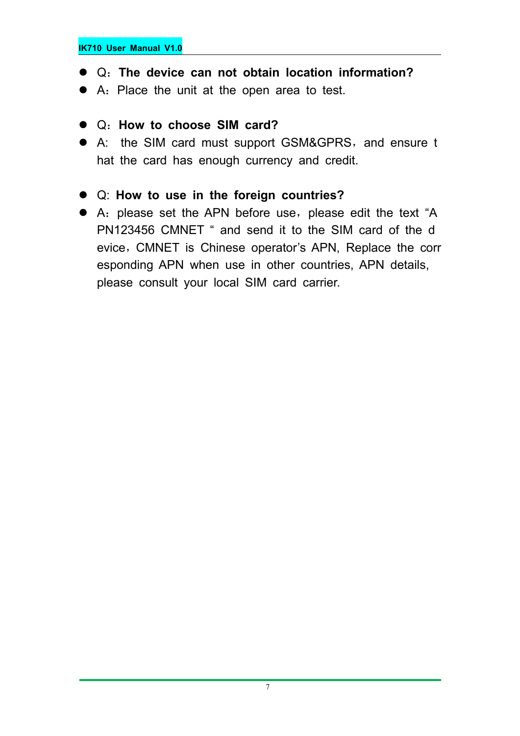- Q：**The device can not obtain location information?**
- A：Place the unit at the open area to test.

- Q：**How to choose SIM card?**
- A: the SIM card must support GSM&GPRS，and ensure that the card has enough currency and credit.

- Q: **How to use in the foreign countries?**
- A：please set the APN before use，please edit the text “APN123456 CMNET “ and send it to the SIM card of the device，CMNET is Chinese operator’s APN, Replace the corresponding APN when use in other countries, APN details, please consult your local SIM card carrier.